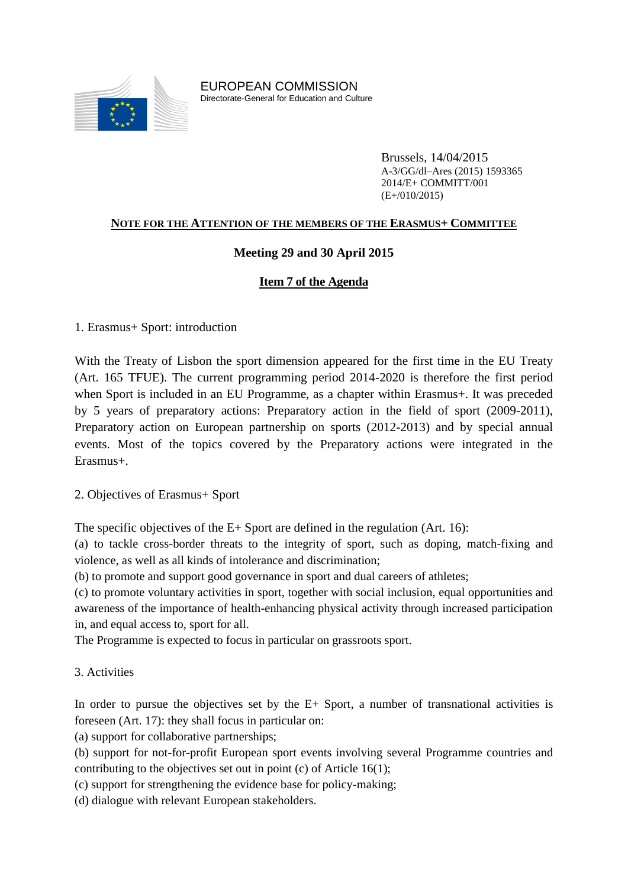EUROPEAN COMMISSION
Directorate-General for Education and Culture

Brussels, 14/04/2015
A-3/GG/dl–Ares (2015) 1593365
2014/E+ COMMITT/001
(E+/010/2015)

**NOTE FOR THE ATTENTION OF THE MEMBERS OF THE ERASMUS+ COMMITTEE**

**Meeting 29 and 30 April 2015**

**Item 7 of the Agenda**

1. Erasmus+ Sport: introduction

With the Treaty of Lisbon the sport dimension appeared for the first time in the EU Treaty (Art. 165 TFUE). The current programming period 2014-2020 is therefore the first period when Sport is included in an EU Programme, as a chapter within Erasmus+. It was preceded by 5 years of preparatory actions: Preparatory action in the field of sport (2009-2011), Preparatory action on European partnership on sports (2012-2013) and by special annual events. Most of the topics covered by the Preparatory actions were integrated in the Erasmus+.

2. Objectives of Erasmus+ Sport

The specific objectives of the E+ Sport are defined in the regulation (Art. 16):
(a) to tackle cross-border threats to the integrity of sport, such as doping, match-fixing and violence, as well as all kinds of intolerance and discrimination;
(b) to promote and support good governance in sport and dual careers of athletes;
(c) to promote voluntary activities in sport, together with social inclusion, equal opportunities and awareness of the importance of health-enhancing physical activity through increased participation in, and equal access to, sport for all.
The Programme is expected to focus in particular on grassroots sport.

3. Activities

In order to pursue the objectives set by the E+ Sport, a number of transnational activities is foreseen (Art. 17): they shall focus in particular on:
(a) support for collaborative partnerships;
(b) support for not-for-profit European sport events involving several Programme countries and contributing to the objectives set out in point (c) of Article 16(1);
(c) support for strengthening the evidence base for policy-making;
(d) dialogue with relevant European stakeholders.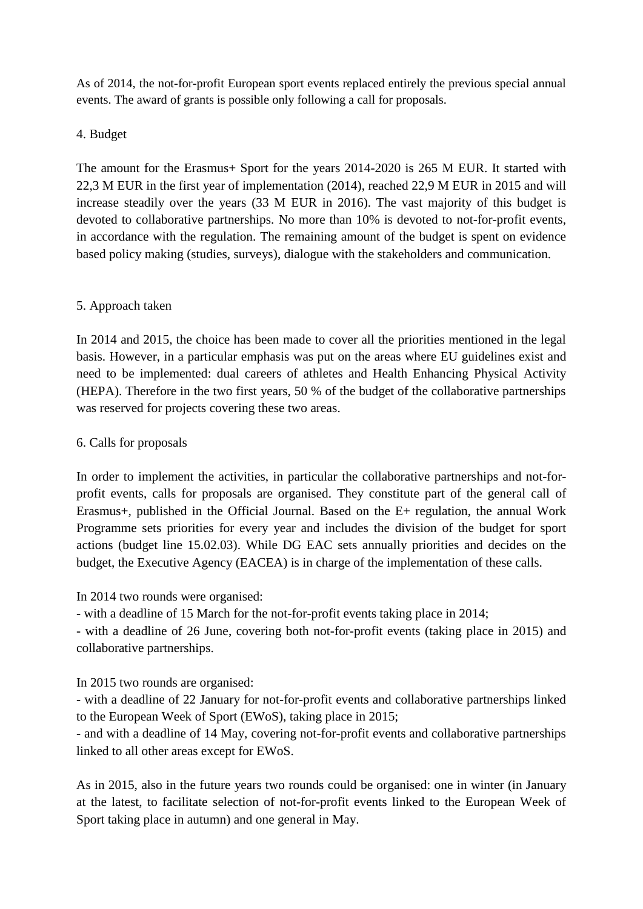As of 2014, the not-for-profit European sport events replaced entirely the previous special annual events. The award of grants is possible only following a call for proposals.

## 4. Budget

The amount for the Erasmus+ Sport for the years 2014-2020 is 265 M EUR. It started with 22,3 M EUR in the first year of implementation (2014), reached 22,9 M EUR in 2015 and will increase steadily over the years (33 M EUR in 2016). The vast majority of this budget is devoted to collaborative partnerships. No more than 10% is devoted to not-for-profit events, in accordance with the regulation. The remaining amount of the budget is spent on evidence based policy making (studies, surveys), dialogue with the stakeholders and communication.

## 5. Approach taken

In 2014 and 2015, the choice has been made to cover all the priorities mentioned in the legal basis. However, in a particular emphasis was put on the areas where EU guidelines exist and need to be implemented: dual careers of athletes and Health Enhancing Physical Activity (HEPA). Therefore in the two first years, 50 % of the budget of the collaborative partnerships was reserved for projects covering these two areas.

## 6. Calls for proposals

In order to implement the activities, in particular the collaborative partnerships and not-for-profit events, calls for proposals are organised. They constitute part of the general call of Erasmus+, published in the Official Journal. Based on the E+ regulation, the annual Work Programme sets priorities for every year and includes the division of the budget for sport actions (budget line 15.02.03). While DG EAC sets annually priorities and decides on the budget, the Executive Agency (EACEA) is in charge of the implementation of these calls.

In 2014 two rounds were organised:

- with a deadline of 15 March for the not-for-profit events taking place in 2014;
- with a deadline of 26 June, covering both not-for-profit events (taking place in 2015) and collaborative partnerships.

In 2015 two rounds are organised:

- with a deadline of 22 January for not-for-profit events and collaborative partnerships linked to the European Week of Sport (EWoS), taking place in 2015;
- and with a deadline of 14 May, covering not-for-profit events and collaborative partnerships linked to all other areas except for EWoS.

As in 2015, also in the future years two rounds could be organised: one in winter (in January at the latest, to facilitate selection of not-for-profit events linked to the European Week of Sport taking place in autumn) and one general in May.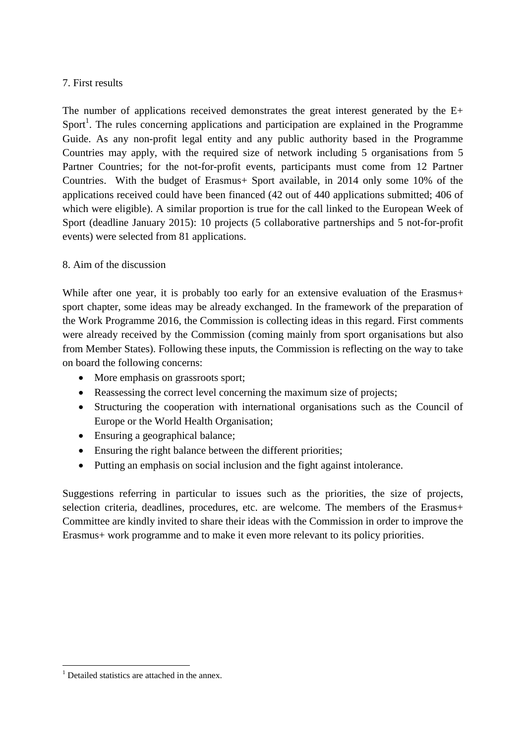7. First results

The number of applications received demonstrates the great interest generated by the E+ Sport[1]. The rules concerning applications and participation are explained in the Programme Guide. As any non-profit legal entity and any public authority based in the Programme Countries may apply, with the required size of network including 5 organisations from 5 Partner Countries; for the not-for-profit events, participants must come from 12 Partner Countries. With the budget of Erasmus+ Sport available, in 2014 only some 10% of the applications received could have been financed (42 out of 440 applications submitted; 406 of which were eligible). A similar proportion is true for the call linked to the European Week of Sport (deadline January 2015): 10 projects (5 collaborative partnerships and 5 not-for-profit events) were selected from 81 applications.

8. Aim of the discussion

While after one year, it is probably too early for an extensive evaluation of the Erasmus+ sport chapter, some ideas may be already exchanged. In the framework of the preparation of the Work Programme 2016, the Commission is collecting ideas in this regard. First comments were already received by the Commission (coming mainly from sport organisations but also from Member States). Following these inputs, the Commission is reflecting on the way to take on board the following concerns:

- More emphasis on grassroots sport;
- Reassessing the correct level concerning the maximum size of projects;
- Structuring the cooperation with international organisations such as the Council of Europe or the World Health Organisation;
- Ensuring a geographical balance;
- Ensuring the right balance between the different priorities;
- Putting an emphasis on social inclusion and the fight against intolerance.

Suggestions referring in particular to issues such as the priorities, the size of projects, selection criteria, deadlines, procedures, etc. are welcome. The members of the Erasmus+ Committee are kindly invited to share their ideas with the Commission in order to improve the Erasmus+ work programme and to make it even more relevant to its policy priorities.

[1] Detailed statistics are attached in the annex.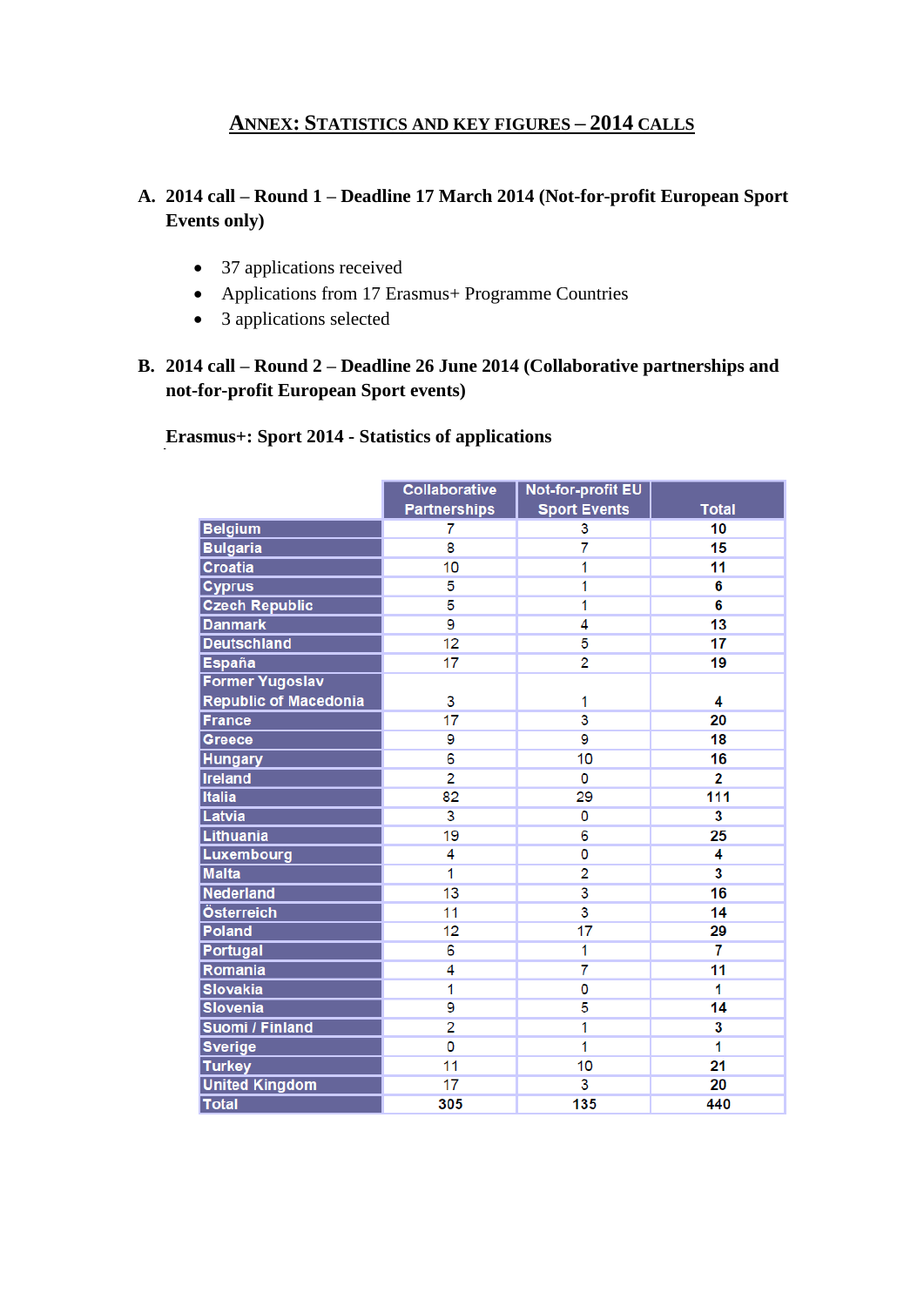# Annex: Statistics and key figures – 2014 calls

## A. 2014 call – Round 1 – Deadline 17 March 2014 (Not-for-profit European Sport Events only)

- 37 applications received
- Applications from 17 Erasmus+ Programme Countries
- 3 applications selected

## B. 2014 call – Round 2 – Deadline 26 June 2014 (Collaborative partnerships and not-for-profit European Sport events)

**Erasmus+: Sport 2014 - Statistics of applications**

| | Collaborative Partnerships | Not-for-profit EU Sport Events | Total |
|---|---|---|---|
| Belgium | 7 | 3 | **10** |
| Bulgaria | 8 | 7 | **15** |
| Croatia | 10 | 1 | **11** |
| Cyprus | 5 | 1 | **6** |
| Czech Republic | 5 | 1 | **6** |
| Danmark | 9 | 4 | **13** |
| Deutschland | 12 | 5 | **17** |
| España | 17 | 2 | **19** |
| Former Yugoslav Republic of Macedonia | 3 | 1 | **4** |
| France | 17 | 3 | **20** |
| Greece | 9 | 9 | **18** |
| Hungary | 6 | 10 | **16** |
| Ireland | 2 | 0 | **2** |
| Italia | 82 | 29 | **111** |
| Latvia | 3 | 0 | **3** |
| Lithuania | 19 | 6 | **25** |
| Luxembourg | 4 | 0 | **4** |
| Malta | 1 | 2 | **3** |
| Nederland | 13 | 3 | **16** |
| Österreich | 11 | 3 | **14** |
| Poland | 12 | 17 | **29** |
| Portugal | 6 | 1 | **7** |
| Romania | 4 | 7 | **11** |
| Slovakia | 1 | 0 | **1** |
| Slovenia | 9 | 5 | **14** |
| Suomi / Finland | 2 | 1 | **3** |
| Sverige | 0 | 1 | **1** |
| Turkey | 11 | 10 | **21** |
| United Kingdom | 17 | 3 | **20** |
| Total | **305** | **135** | **440** |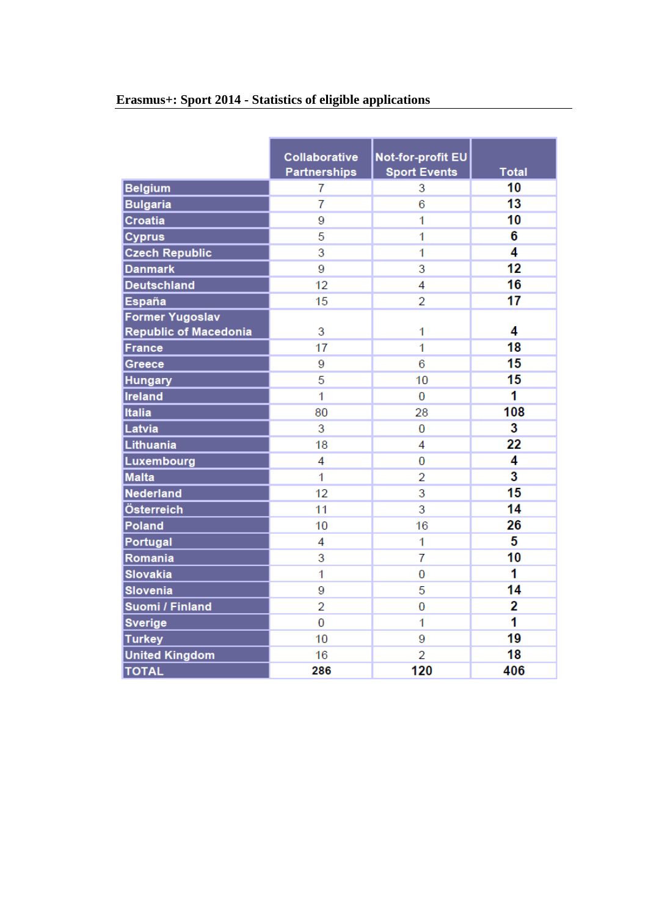**Erasmus+: Sport 2014 - Statistics of eligible applications**

| | Collaborative Partnerships | Not-for-profit EU Sport Events | Total |
|---|---|---|---|
| Belgium | 7 | 3 | **10** |
| Bulgaria | 7 | 6 | **13** |
| Croatia | 9 | 1 | **10** |
| Cyprus | 5 | 1 | **6** |
| Czech Republic | 3 | 1 | **4** |
| Danmark | 9 | 3 | **12** |
| Deutschland | 12 | 4 | **16** |
| España | 15 | 2 | **17** |
| Former Yugoslav Republic of Macedonia | 3 | 1 | **4** |
| France | 17 | 1 | **18** |
| Greece | 9 | 6 | **15** |
| Hungary | 5 | 10 | **15** |
| Ireland | 1 | 0 | **1** |
| Italia | 80 | 28 | **108** |
| Latvia | 3 | 0 | **3** |
| Lithuania | 18 | 4 | **22** |
| Luxembourg | 4 | 0 | **4** |
| Malta | 1 | 2 | **3** |
| Nederland | 12 | 3 | **15** |
| Österreich | 11 | 3 | **14** |
| Poland | 10 | 16 | **26** |
| Portugal | 4 | 1 | **5** |
| Romania | 3 | 7 | **10** |
| Slovakia | 1 | 0 | **1** |
| Slovenia | 9 | 5 | **14** |
| Suomi / Finland | 2 | 0 | **2** |
| Sverige | 0 | 1 | **1** |
| Turkey | 10 | 9 | **19** |
| United Kingdom | 16 | 2 | **18** |
| TOTAL | **286** | **120** | **406** |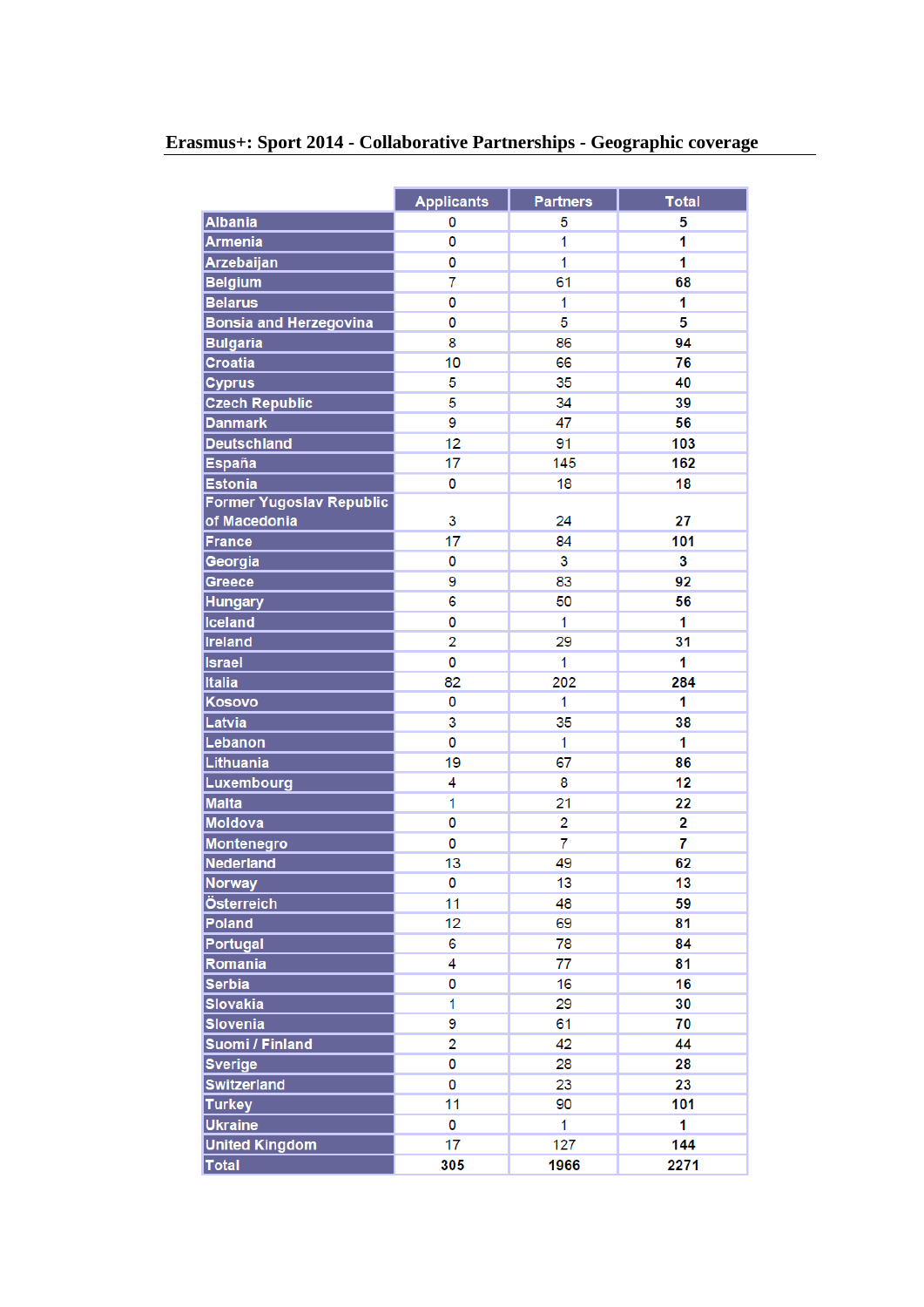# Erasmus+: Sport 2014 - Collaborative Partnerships - Geographic coverage

| | Applicants | Partners | Total |
|---|---|---|---|
| Albania | 0 | 5 | 5 |
| Armenia | 0 | 1 | 1 |
| Arzebaijan | 0 | 1 | 1 |
| Belgium | 7 | 61 | 68 |
| Belarus | 0 | 1 | 1 |
| Bonsia and Herzegovina | 0 | 5 | 5 |
| Bulgaria | 8 | 86 | 94 |
| Croatia | 10 | 66 | 76 |
| Cyprus | 5 | 35 | 40 |
| Czech Republic | 5 | 34 | 39 |
| Danmark | 9 | 47 | 56 |
| Deutschland | 12 | 91 | 103 |
| España | 17 | 145 | 162 |
| Estonia | 0 | 18 | 18 |
| Former Yugoslav Republic of Macedonia | 3 | 24 | 27 |
| France | 17 | 84 | 101 |
| Georgia | 0 | 3 | 3 |
| Greece | 9 | 83 | 92 |
| Hungary | 6 | 50 | 56 |
| Iceland | 0 | 1 | 1 |
| Ireland | 2 | 29 | 31 |
| Israel | 0 | 1 | 1 |
| Italia | 82 | 202 | 284 |
| Kosovo | 0 | 1 | 1 |
| Latvia | 3 | 35 | 38 |
| Lebanon | 0 | 1 | 1 |
| Lithuania | 19 | 67 | 86 |
| Luxembourg | 4 | 8 | 12 |
| Malta | 1 | 21 | 22 |
| Moldova | 0 | 2 | 2 |
| Montenegro | 0 | 7 | 7 |
| Nederland | 13 | 49 | 62 |
| Norway | 0 | 13 | 13 |
| Österreich | 11 | 48 | 59 |
| Poland | 12 | 69 | 81 |
| Portugal | 6 | 78 | 84 |
| Romania | 4 | 77 | 81 |
| Serbia | 0 | 16 | 16 |
| Slovakia | 1 | 29 | 30 |
| Slovenia | 9 | 61 | 70 |
| Suomi / Finland | 2 | 42 | 44 |
| Sverige | 0 | 28 | 28 |
| Switzerland | 0 | 23 | 23 |
| Turkey | 11 | 90 | 101 |
| Ukraine | 0 | 1 | 1 |
| United Kingdom | 17 | 127 | 144 |
| Total | 305 | 1966 | 2271 |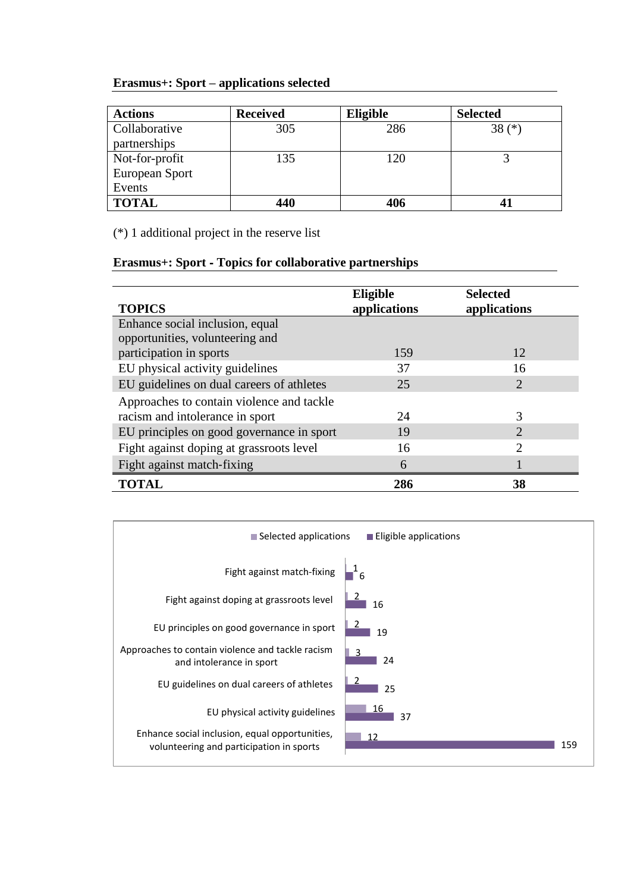**Erasmus+: Sport – applications selected**

| Actions | Received | Eligible | Selected |
|---|---|---|---|
| Collaborative partnerships | 305 | 286 | 38 (*) |
| Not-for-profit European Sport Events | 135 | 120 | 3 |
| **TOTAL** | **440** | **406** | **41** |

(*) 1 additional project in the reserve list

**Erasmus+: Sport - Topics for collaborative partnerships**

| TOPICS | Eligible applications | Selected applications |
|---|---|---|
| Enhance social inclusion, equal opportunities, volunteering and participation in sports | 159 | 12 |
| EU physical activity guidelines | 37 | 16 |
| EU guidelines on dual careers of athletes | 25 | 2 |
| Approaches to contain violence and tackle racism and intolerance in sport | 24 | 3 |
| EU principles on good governance in sport | 19 | 2 |
| Fight against doping at grassroots level | 16 | 2 |
| Fight against match-fixing | 6 | 1 |
| **TOTAL** | **286** | **38** |

| | Selected applications | Eligible applications |
|---|---|---|
| Fight against match-fixing | 1 | 6 |
| Fight against doping at grassroots level | 2 | 16 |
| EU principles on good governance in sport | 2 | 19 |
| Approaches to contain violence and tackle racism and intolerance in sport | 3 | 24 |
| EU guidelines on dual careers of athletes | 2 | 25 |
| EU physical activity guidelines | 16 | 37 |
| Enhance social inclusion, equal opportunities, volunteering and participation in sports | 12 | 159 |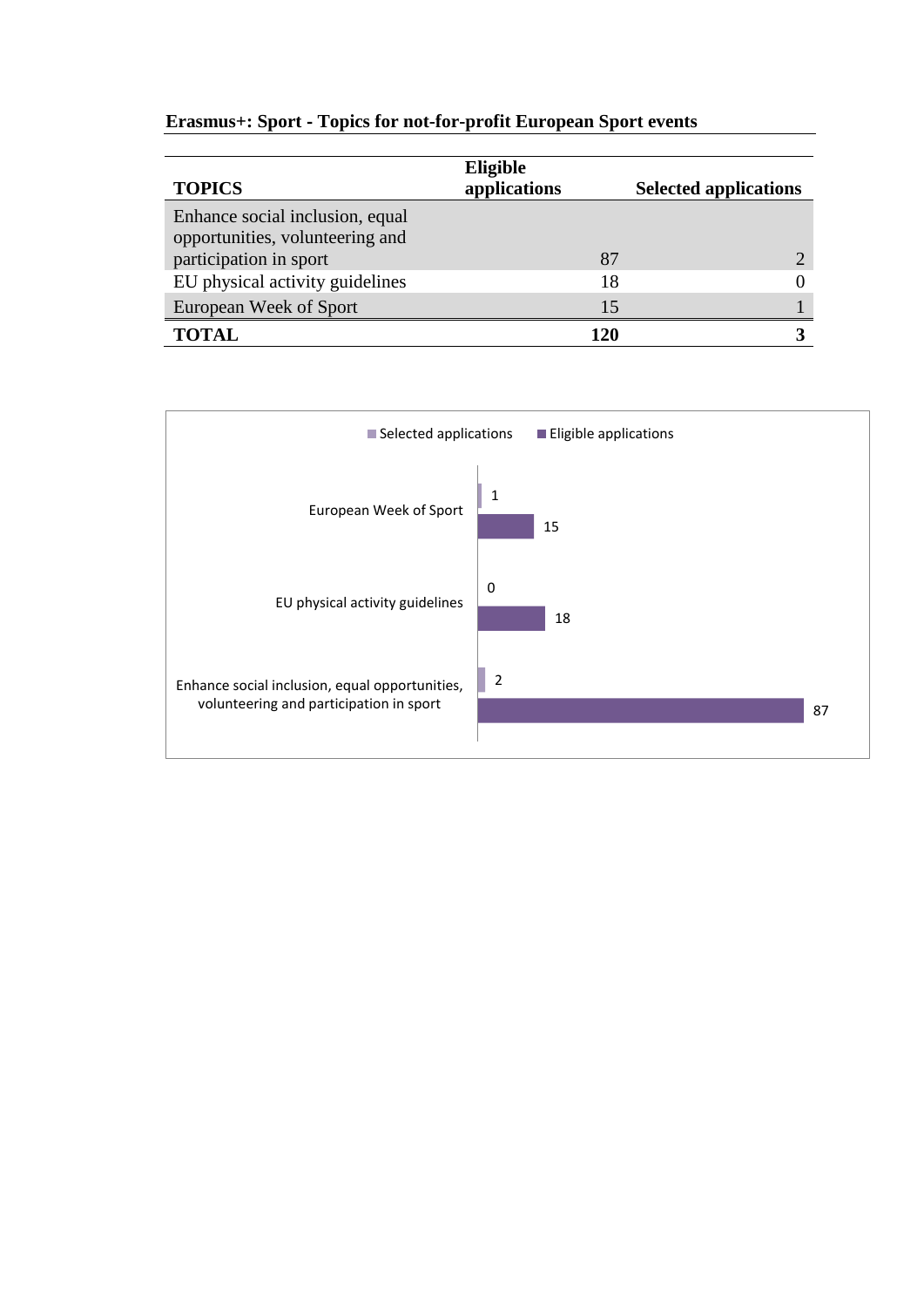**Erasmus+: Sport - Topics for not-for-profit European Sport events**

| TOPICS | Eligible applications | Selected applications |
|---|---|---|
| Enhance social inclusion, equal opportunities, volunteering and participation in sport | 87 | 2 |
| EU physical activity guidelines | 18 | 0 |
| European Week of Sport | 15 | 1 |
| **TOTAL** | **120** | **3** |

| Topic | Selected applications | Eligible applications |
|---|---|---|
| European Week of Sport | 1 | 15 |
| EU physical activity guidelines | 0 | 18 |
| Enhance social inclusion, equal opportunities, volunteering and participation in sport | 2 | 87 |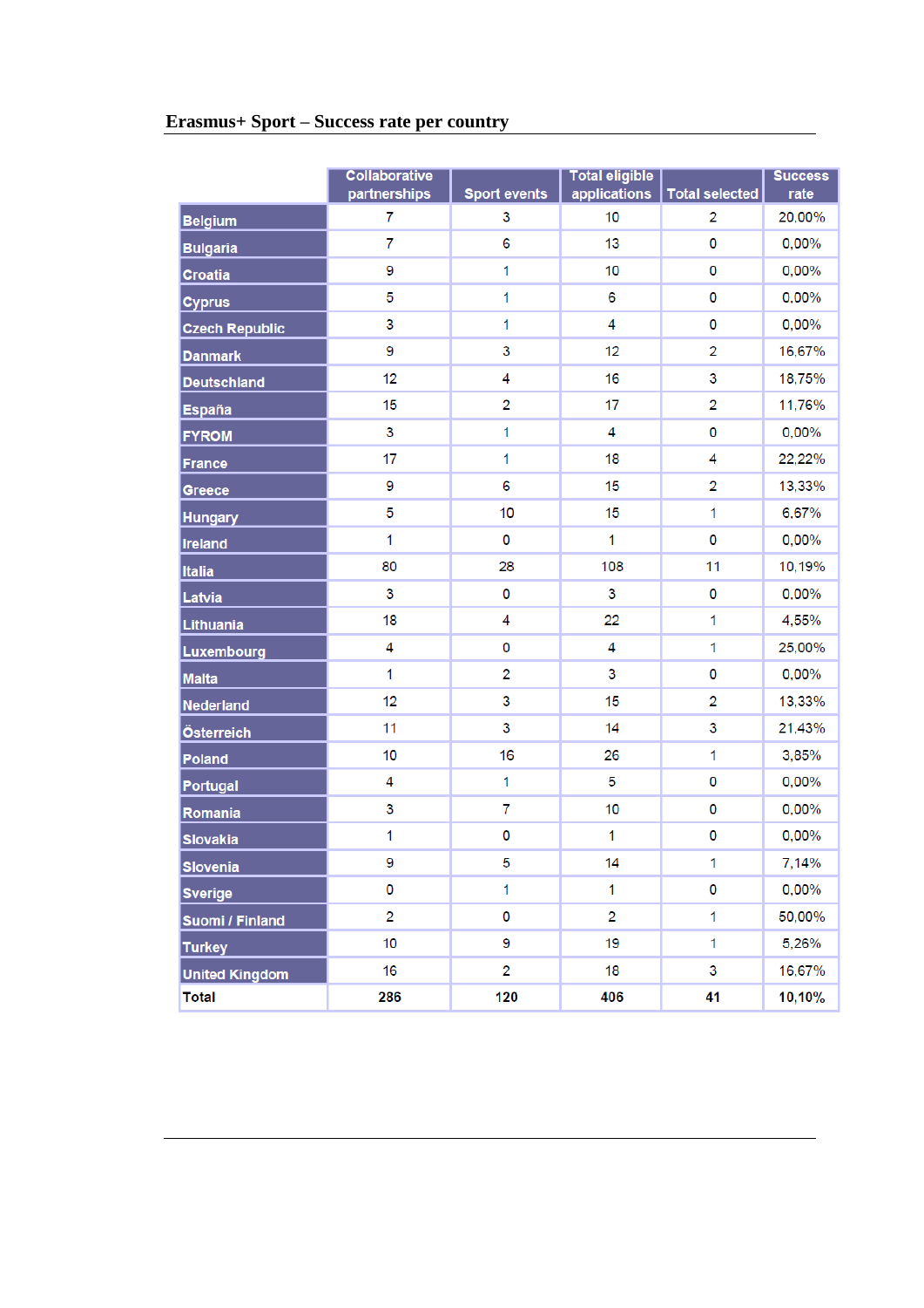## Erasmus+ Sport – Success rate per country

| | Collaborative partnerships | Sport events | Total eligible applications | Total selected | Success rate |
|---|---|---|---|---|---|
| Belgium | 7 | 3 | 10 | 2 | 20,00% |
| Bulgaria | 7 | 6 | 13 | 0 | 0,00% |
| Croatia | 9 | 1 | 10 | 0 | 0,00% |
| Cyprus | 5 | 1 | 6 | 0 | 0,00% |
| Czech Republic | 3 | 1 | 4 | 0 | 0,00% |
| Danmark | 9 | 3 | 12 | 2 | 16,67% |
| Deutschland | 12 | 4 | 16 | 3 | 18,75% |
| España | 15 | 2 | 17 | 2 | 11,76% |
| FYROM | 3 | 1 | 4 | 0 | 0,00% |
| France | 17 | 1 | 18 | 4 | 22,22% |
| Greece | 9 | 6 | 15 | 2 | 13,33% |
| Hungary | 5 | 10 | 15 | 1 | 6,67% |
| Ireland | 1 | 0 | 1 | 0 | 0,00% |
| Italia | 80 | 28 | 108 | 11 | 10,19% |
| Latvia | 3 | 0 | 3 | 0 | 0,00% |
| Lithuania | 18 | 4 | 22 | 1 | 4,55% |
| Luxembourg | 4 | 0 | 4 | 1 | 25,00% |
| Malta | 1 | 2 | 3 | 0 | 0,00% |
| Nederland | 12 | 3 | 15 | 2 | 13,33% |
| Österreich | 11 | 3 | 14 | 3 | 21,43% |
| Poland | 10 | 16 | 26 | 1 | 3,85% |
| Portugal | 4 | 1 | 5 | 0 | 0,00% |
| Romania | 3 | 7 | 10 | 0 | 0,00% |
| Slovakia | 1 | 0 | 1 | 0 | 0,00% |
| Slovenia | 9 | 5 | 14 | 1 | 7,14% |
| Sverige | 0 | 1 | 1 | 0 | 0,00% |
| Suomi / Finland | 2 | 0 | 2 | 1 | 50,00% |
| Turkey | 10 | 9 | 19 | 1 | 5,26% |
| United Kingdom | 16 | 2 | 18 | 3 | 16,67% |
| **Total** | **286** | **120** | **406** | **41** | **10,10%** |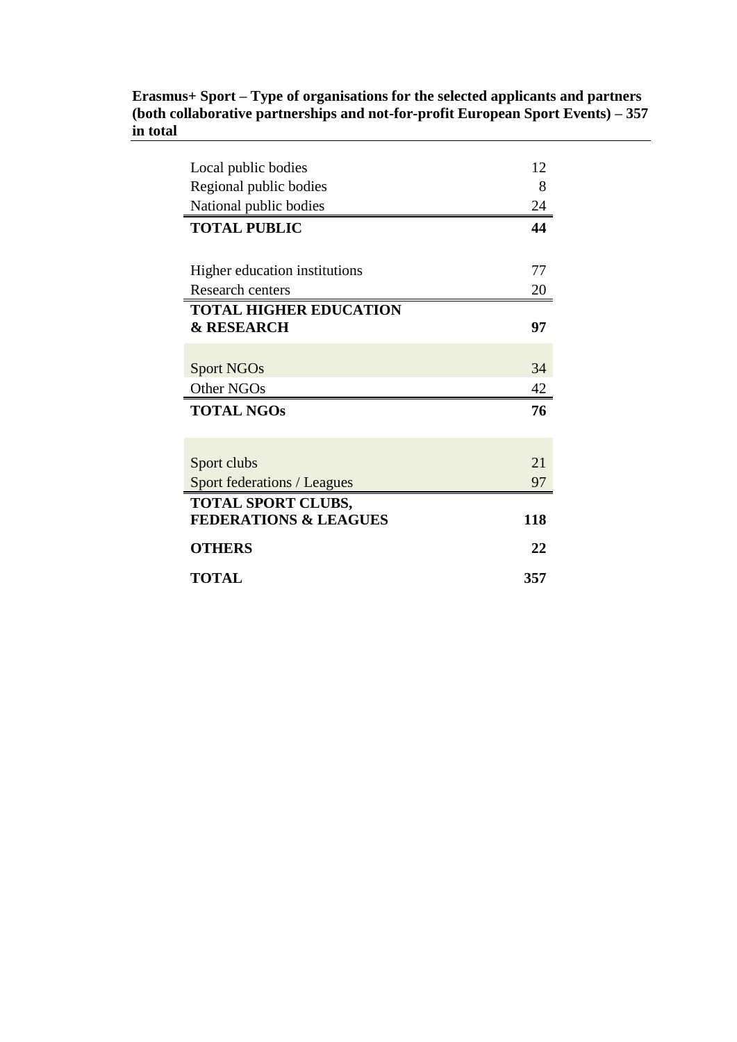**Erasmus+ Sport – Type of organisations for the selected applicants and partners (both collaborative partnerships and not-for-profit European Sport Events) – 357 in total**

| | |
|---|---|
| Local public bodies | 12 |
| Regional public bodies | 8 |
| National public bodies | 24 |
| **TOTAL PUBLIC** | **44** |
| | |
| Higher education institutions | 77 |
| Research centers | 20 |
| **TOTAL HIGHER EDUCATION & RESEARCH** | **97** |
| | |
| Sport NGOs | 34 |
| Other NGOs | 42 |
| **TOTAL NGOs** | **76** |
| | |
| Sport clubs | 21 |
| Sport federations / Leagues | 97 |
| **TOTAL SPORT CLUBS, FEDERATIONS & LEAGUES** | **118** |
| **OTHERS** | **22** |
| **TOTAL** | **357** |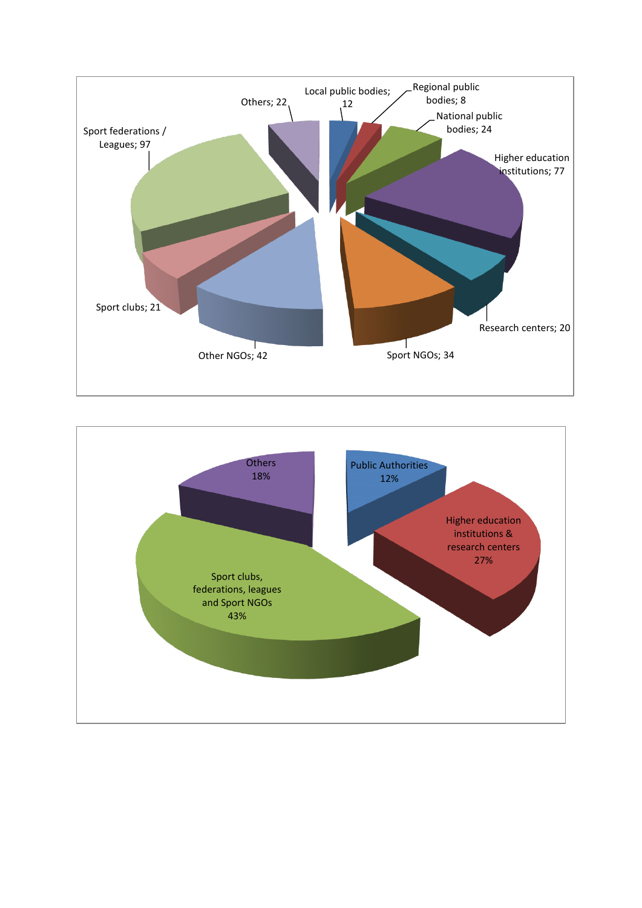Local public bodies; 12

Regional public bodies; 8

National public bodies; 24

Higher education institutions; 77

Research centers; 20

Sport NGOs; 34

Other NGOs; 42

Sport clubs; 21

Sport federations / Leagues; 97

Others; 22

Public Authorities 12%

Higher education institutions & research centers 27%

Sport clubs, federations, leagues and Sport NGOs 43%

Others 18%